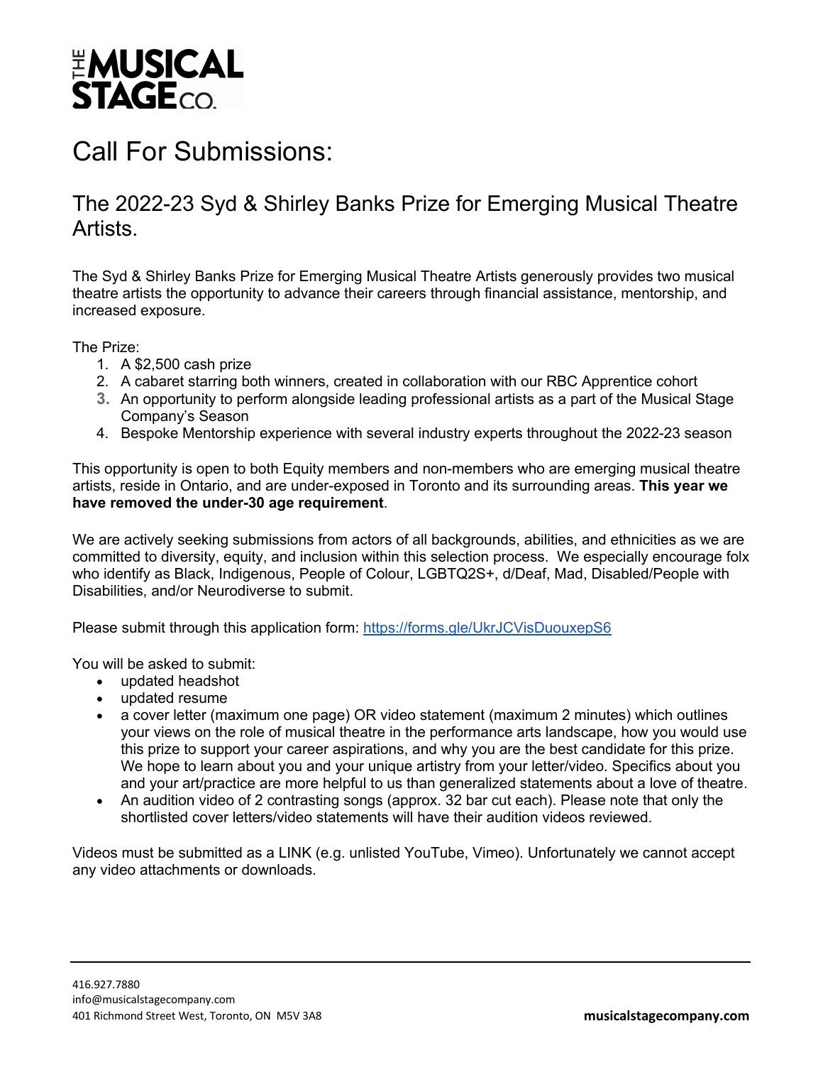# THE MUSICAL STAGE CO.

# Call For Submissions:

## The 2022-23 Syd & Shirley Banks Prize for Emerging Musical Theatre Artists.

The Syd & Shirley Banks Prize for Emerging Musical Theatre Artists generously provides two musical theatre artists the opportunity to advance their careers through financial assistance, mentorship, and increased exposure.

The Prize:

1. A $2,500 cash prize
2. A cabaret starring both winners, created in collaboration with our RBC Apprentice cohort
3. An opportunity to perform alongside leading professional artists as a part of the Musical Stage Company's Season
4. Bespoke Mentorship experience with several industry experts throughout the 2022-23 season

This opportunity is open to both Equity members and non-members who are emerging musical theatre artists, reside in Ontario, and are under-exposed in Toronto and its surrounding areas. **This year we have removed the under-30 age requirement**.

We are actively seeking submissions from actors of all backgrounds, abilities, and ethnicities as we are committed to diversity, equity, and inclusion within this selection process. We especially encourage folx who identify as Black, Indigenous, People of Colour, LGBTQ2S+, d/Deaf, Mad, Disabled/People with Disabilities, and/or Neurodiverse to submit.

Please submit through this application form: [https://forms.gle/UkrJCVisDuouxepS6](https://forms.gle/UkrJCVisDuouxepS6)

You will be asked to submit:

- updated headshot
- updated resume
- a cover letter (maximum one page) OR video statement (maximum 2 minutes) which outlines your views on the role of musical theatre in the performance arts landscape, how you would use this prize to support your career aspirations, and why you are the best candidate for this prize. We hope to learn about you and your unique artistry from your letter/video. Specifics about you and your art/practice are more helpful to us than generalized statements about a love of theatre.
- An audition video of 2 contrasting songs (approx. 32 bar cut each). Please note that only the shortlisted cover letters/video statements will have their audition videos reviewed.

Videos must be submitted as a LINK (e.g. unlisted YouTube, Vimeo). Unfortunately we cannot accept any video attachments or downloads.

416.927.7880
info@musicalstagecompany.com
401 Richmond Street West, Toronto, ON M5V 3A8

**musicalstagecompany.com**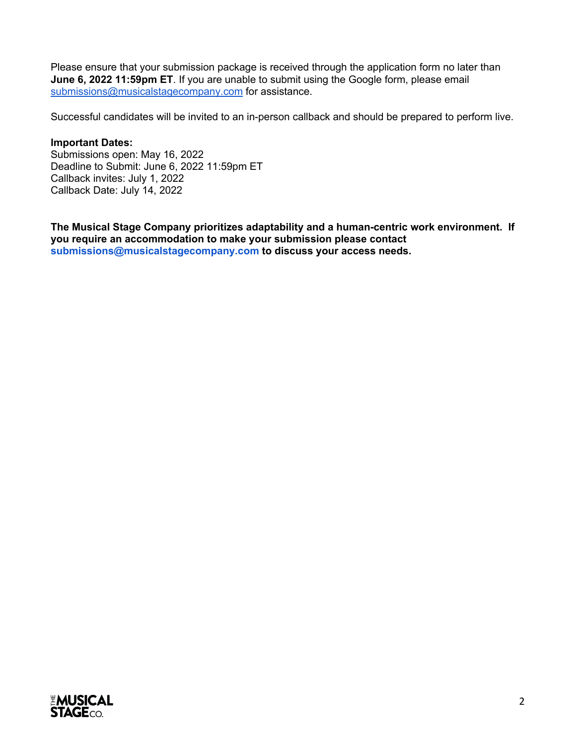Please ensure that your submission package is received through the application form no later than **June 6, 2022 11:59pm ET**. If you are unable to submit using the Google form, please email submissions@musicalstagecompany.com for assistance.

Successful candidates will be invited to an in-person callback and should be prepared to perform live.

**Important Dates:**
Submissions open: May 16, 2022
Deadline to Submit: June 6, 2022 11:59pm ET
Callback invites: July 1, 2022
Callback Date: July 14, 2022

**The Musical Stage Company prioritizes adaptability and a human-centric work environment. If you require an accommodation to make your submission please contact submissions@musicalstagecompany.com to discuss your access needs.**